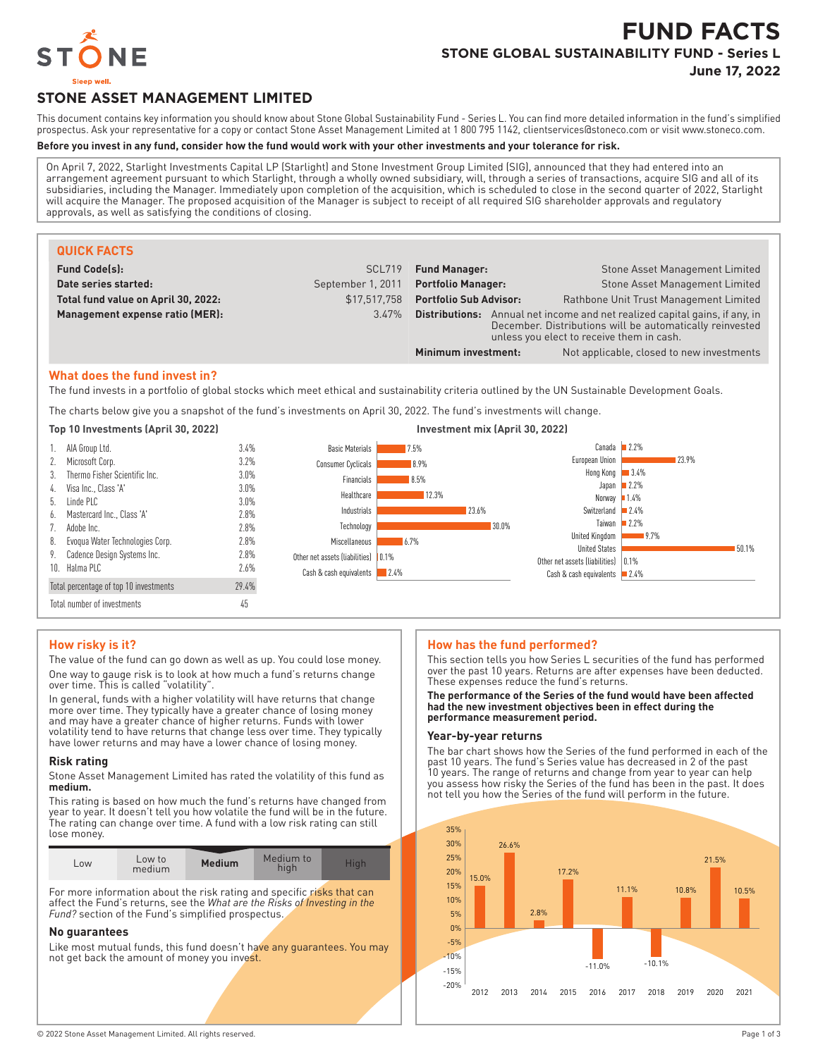# FUND FACTS

## STONE GLOBAL SUSTAINABILITY FUND - Series L

**June 17, 2022**

## STONE ASSET MANAGEMENT LIMITED

This document contains key information you should know about Stone Global Sustainability Fund - Series L. You can find more detailed information in the fund's simplified prospectus. Ask your representative for a copy or contact Stone Asset Management Limited at 1 800 795 1142, clientservices@stoneco.com or visit www.stoneco.com.

**Before you invest in any fund, consider how the fund would work with your other investments and your tolerance for risk.**

On April 7, 2022, Starlight Investments Capital LP (Starlight) and Stone Investment Group Limited (SIG), announced that they had entered into an arrangement agreement pursuant to which Starlight, through a wholly owned subsidiary, will, through a series of transactions, acquire SIG and all of its subsidiaries, including the Manager. Immediately upon completion of the acquisition, which is scheduled to close in the second quarter of 2022, Starlight will acquire the Manager. The proposed acquisition of the Manager is subject to receipt of all required SIG shareholder approvals and regulatory approvals, as well as satisfying the conditions of closing.

### QUICK FACTS

| | | | |
|---|---|---|---|
| **Fund Code(s):** | SCL719 | **Fund Manager:** | Stone Asset Management Limited |
| **Date series started:** | September 1, 2011 | **Portfolio Manager:** | Stone Asset Management Limited |
| **Total fund value on April 30, 2022:** | $17,517,758 | **Portfolio Sub Advisor:** | Rathbone Unit Trust Management Limited |
| **Management expense ratio (MER):** | 3.47% | **Distributions:** | Annual net income and net realized capital gains, if any, in December. Distributions will be automatically reinvested unless you elect to receive them in cash. |
| | | **Minimum investment:** | Not applicable, closed to new investments |

### What does the fund invest in?

The fund invests in a portfolio of global stocks which meet ethical and sustainability criteria outlined by the UN Sustainable Development Goals.

The charts below give you a snapshot of the fund's investments on April 30, 2022. The fund's investments will change.

**Top 10 Investments (April 30, 2022)**

| | Investment | % |
|---|---|---|
| 1. | AIA Group Ltd. | 3.4% |
| 2. | Microsoft Corp. | 3.2% |
| 3. | Thermo Fisher Scientific Inc. | 3.0% |
| 4. | Visa Inc., Class 'A' | 3.0% |
| 5. | Linde PLC | 3.0% |
| 6. | Mastercard Inc., Class 'A' | 2.8% |
| 7. | Adobe Inc. | 2.8% |
| 8. | Evoqua Water Technologies Corp. | 2.8% |
| 9. | Cadence Design Systems Inc. | 2.8% |
| 10. | Halma PLC | 2.6% |
| | Total percentage of top 10 investments | 29.4% |
| | Total number of investments | 45 |

**Investment mix (April 30, 2022)**

| Sector | % |
|---|---|
| Basic Materials | 7.5% |
| Consumer Cyclicals | 8.9% |
| Financials | 8.5% |
| Healthcare | 12.3% |
| Industrials | 23.6% |
| Technology | 30.0% |
| Miscellaneous | 6.7% |
| Other net assets (liabilities) | 0.1% |
| Cash & cash equivalents | 2.4% |

| Country | % |
|---|---|
| Canada | 2.2% |
| European Union | 23.9% |
| Hong Kong | 3.4% |
| Japan | 2.2% |
| Norway | 1.4% |
| Switzerland | 2.4% |
| Taiwan | 2.2% |
| United Kingdom | 9.7% |
| United States | 50.1% |
| Other net assets (liabilities) | 0.1% |
| Cash & cash equivalents | 2.4% |

### How risky is it?

The value of the fund can go down as well as up. You could lose money.

One way to gauge risk is to look at how much a fund's returns change over time. This is called "volatility".

In general, funds with a higher volatility will have returns that change more over time. They typically have a greater chance of losing money and may have a greater chance of higher returns. Funds with lower volatility tend to have returns that change less over time. They typically have lower returns and may have a lower chance of losing money.

#### Risk rating

Stone Asset Management Limited has rated the volatility of this fund as **medium.**

This rating is based on how much the fund's returns have changed from year to year. It doesn't tell you how volatile the fund will be in the future. The rating can change over time. A fund with a low risk rating can still lose money.

| Low | Low to medium | **Medium** | Medium to high | High |
|---|---|---|---|---|

For more information about the risk rating and specific risks that can affect the Fund's returns, see the *What are the Risks of Investing in the Fund?* section of the Fund's simplified prospectus.

#### No guarantees

Like most mutual funds, this fund doesn't have any guarantees. You may not get back the amount of money you invest.

### How has the fund performed?

This section tells you how Series L securities of the fund has performed over the past 10 years. Returns are after expenses have been deducted. These expenses reduce the fund's returns.

**The performance of the Series of the fund would have been affected had the new investment objectives been in effect during the performance measurement period.**

#### Year-by-year returns

The bar chart shows how the Series of the fund performed in each of the past 10 years. The fund's Series value has decreased in 2 of the past 10 years. The range of returns and change from year to year can help you assess how risky the Series of the fund has been in the past. It does not tell you how the Series of the fund will perform in the future.

| Year | 2012 | 2013 | 2014 | 2015 | 2016 | 2017 | 2018 | 2019 | 2020 | 2021 |
|---|---|---|---|---|---|---|---|---|---|---|
| Return | 15.0% | 26.6% | 2.8% | 17.2% | -11.0% | 11.1% | -10.1% | 10.8% | 21.5% | 10.5% |

© 2022 Stone Asset Management Limited. All rights reserved.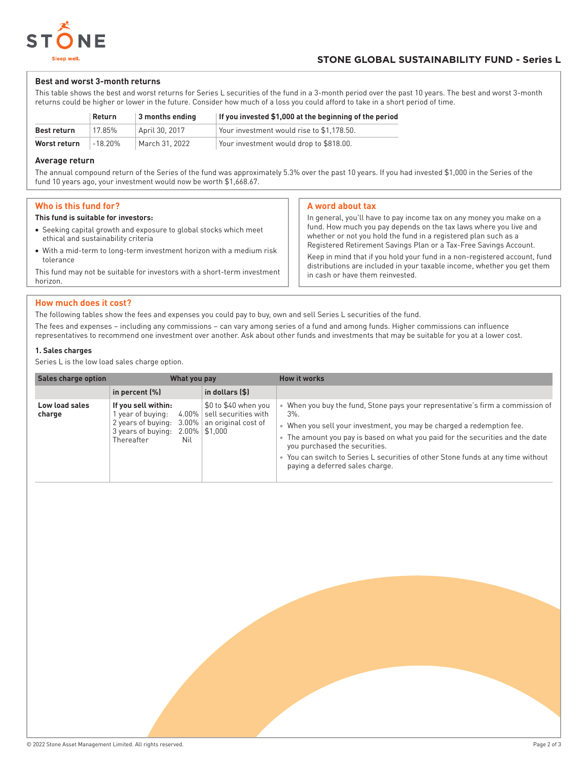## STONE GLOBAL SUSTAINABILITY FUND - Series L

### Best and worst 3-month returns

This table shows the best and worst returns for Series L securities of the fund in a 3-month period over the past 10 years. The best and worst 3-month returns could be higher or lower in the future. Consider how much of a loss you could afford to take in a short period of time.

| | Return | 3 months ending | If you invested $1,000 at the beginning of the period |
|---|---|---|---|
| **Best return** | 17.85% | April 30, 2017 | Your investment would rise to $1,178.50. |
| **Worst return** | -18.20% | March 31, 2022 | Your investment would drop to $818.00. |

### Average return

The annual compound return of the Series of the fund was approximately 5.3% over the past 10 years. If you had invested $1,000 in the Series of the fund 10 years ago, your investment would now be worth $1,668.67.

## Who is this fund for?

**This fund is suitable for investors:**

- Seeking capital growth and exposure to global stocks which meet ethical and sustainability criteria
- With a mid-term to long-term investment horizon with a medium risk tolerance

This fund may not be suitable for investors with a short-term investment horizon.

## A word about tax

In general, you'll have to pay income tax on any money you make on a fund. How much you pay depends on the tax laws where you live and whether or not you hold the fund in a registered plan such as a Registered Retirement Savings Plan or a Tax-Free Savings Account.

Keep in mind that if you hold your fund in a non-registered account, fund distributions are included in your taxable income, whether you get them in cash or have them reinvested.

## How much does it cost?

The following tables show the fees and expenses you could pay to buy, own and sell Series L securities of the fund.

The fees and expenses – including any commissions – can vary among series of a fund and among funds. Higher commissions can influence representatives to recommend one investment over another. Ask about other funds and investments that may be suitable for you at a lower cost.

### 1. Sales charges

Series L is the low load sales charge option.

| Sales charge option | What you pay | | How it works |
|---|---|---|---|
| | in percent (%) | in dollars ($) | |
| **Low load sales charge** | **If you sell within:**<br>1 year of buying: 4.00%<br>2 years of buying: 3.00%<br>3 years of buying: 2.00%<br>Thereafter Nil | $0 to $40 when you sell securities with an original cost of $1,000 | • When you buy the fund, Stone pays your representative's firm a commission of 3%.<br>• When you sell your investment, you may be charged a redemption fee.<br>• The amount you pay is based on what you paid for the securities and the date you purchased the securities.<br>• You can switch to Series L securities of other Stone funds at any time without paying a deferred sales charge. |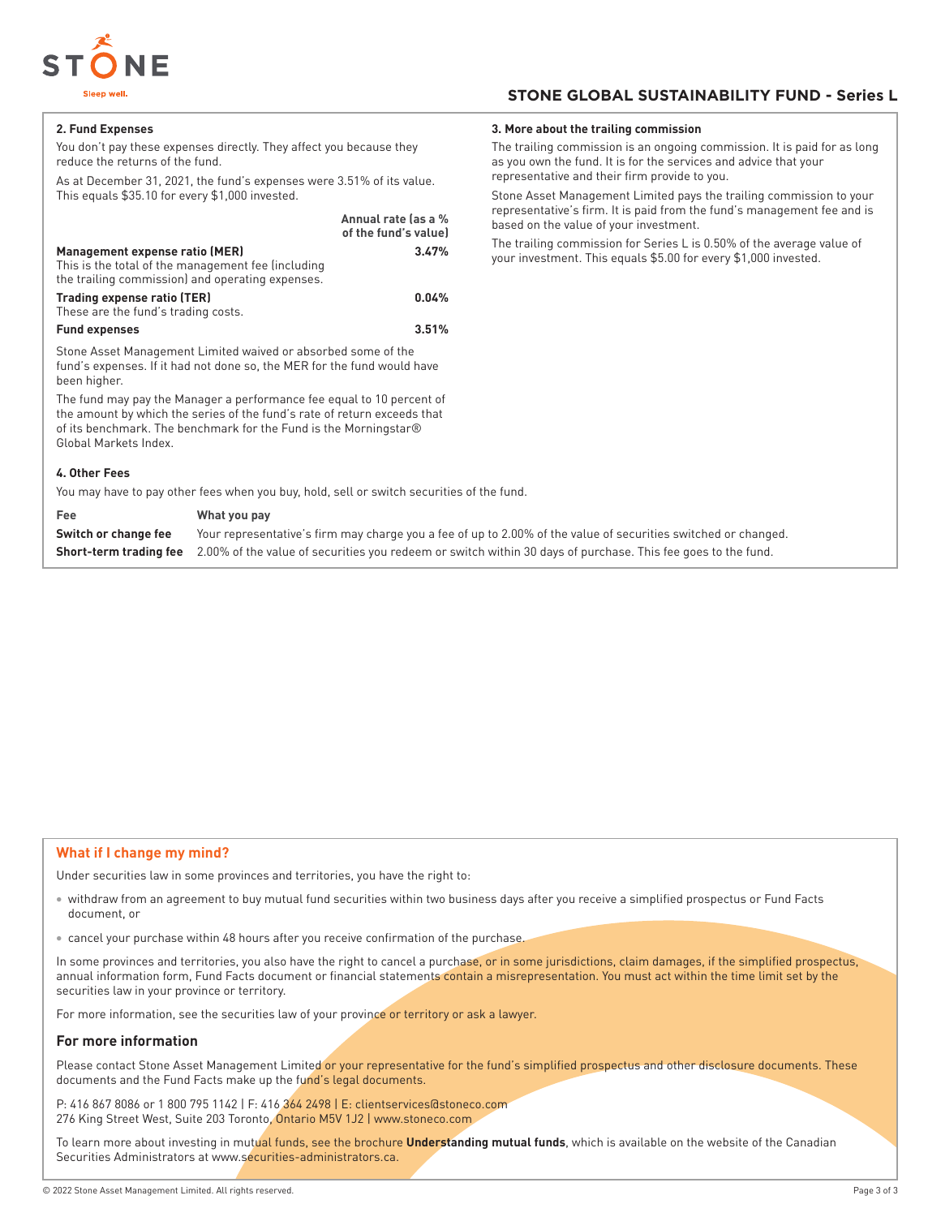## STONE GLOBAL SUSTAINABILITY FUND - Series L

### 2. Fund Expenses

You don't pay these expenses directly. They affect you because they reduce the returns of the fund.

As at December 31, 2021, the fund's expenses were 3.51% of its value. This equals $35.10 for every $1,000 invested.

| | Annual rate (as a % of the fund's value) |
|---|---|
| **Management expense ratio (MER)** This is the total of the management fee (including the trailing commission) and operating expenses. | **3.47%** |
| **Trading expense ratio (TER)** These are the fund's trading costs. | **0.04%** |
| **Fund expenses** | **3.51%** |

Stone Asset Management Limited waived or absorbed some of the fund's expenses. If it had not done so, the MER for the fund would have been higher.

The fund may pay the Manager a performance fee equal to 10 percent of the amount by which the series of the fund's rate of return exceeds that of its benchmark. The benchmark for the Fund is the Morningstar® Global Markets Index.

### 3. More about the trailing commission

The trailing commission is an ongoing commission. It is paid for as long as you own the fund. It is for the services and advice that your representative and their firm provide to you.

Stone Asset Management Limited pays the trailing commission to your representative's firm. It is paid from the fund's management fee and is based on the value of your investment.

The trailing commission for Series L is 0.50% of the average value of your investment. This equals $5.00 for every $1,000 invested.

### 4. Other Fees

You may have to pay other fees when you buy, hold, sell or switch securities of the fund.

| Fee | What you pay |
|---|---|
| **Switch or change fee** | Your representative's firm may charge you a fee of up to 2.00% of the value of securities switched or changed. |
| **Short-term trading fee** | 2.00% of the value of securities you redeem or switch within 30 days of purchase. This fee goes to the fund. |

## What if I change my mind?

Under securities law in some provinces and territories, you have the right to:

- withdraw from an agreement to buy mutual fund securities within two business days after you receive a simplified prospectus or Fund Facts document, or
- cancel your purchase within 48 hours after you receive confirmation of the purchase.

In some provinces and territories, you also have the right to cancel a purchase, or in some jurisdictions, claim damages, if the simplified prospectus, annual information form, Fund Facts document or financial statements contain a misrepresentation. You must act within the time limit set by the securities law in your province or territory.

For more information, see the securities law of your province or territory or ask a lawyer.

## For more information

Please contact Stone Asset Management Limited or your representative for the fund's simplified prospectus and other disclosure documents. These documents and the Fund Facts make up the fund's legal documents.

P: 416 867 8086 or 1 800 795 1142 | F: 416 364 2498 | E: clientservices@stoneco.com
276 King Street West, Suite 203 Toronto, Ontario M5V 1J2 | www.stoneco.com

To learn more about investing in mutual funds, see the brochure **Understanding mutual funds**, which is available on the website of the Canadian Securities Administrators at www.securities-administrators.ca.

© 2022 Stone Asset Management Limited. All rights reserved.